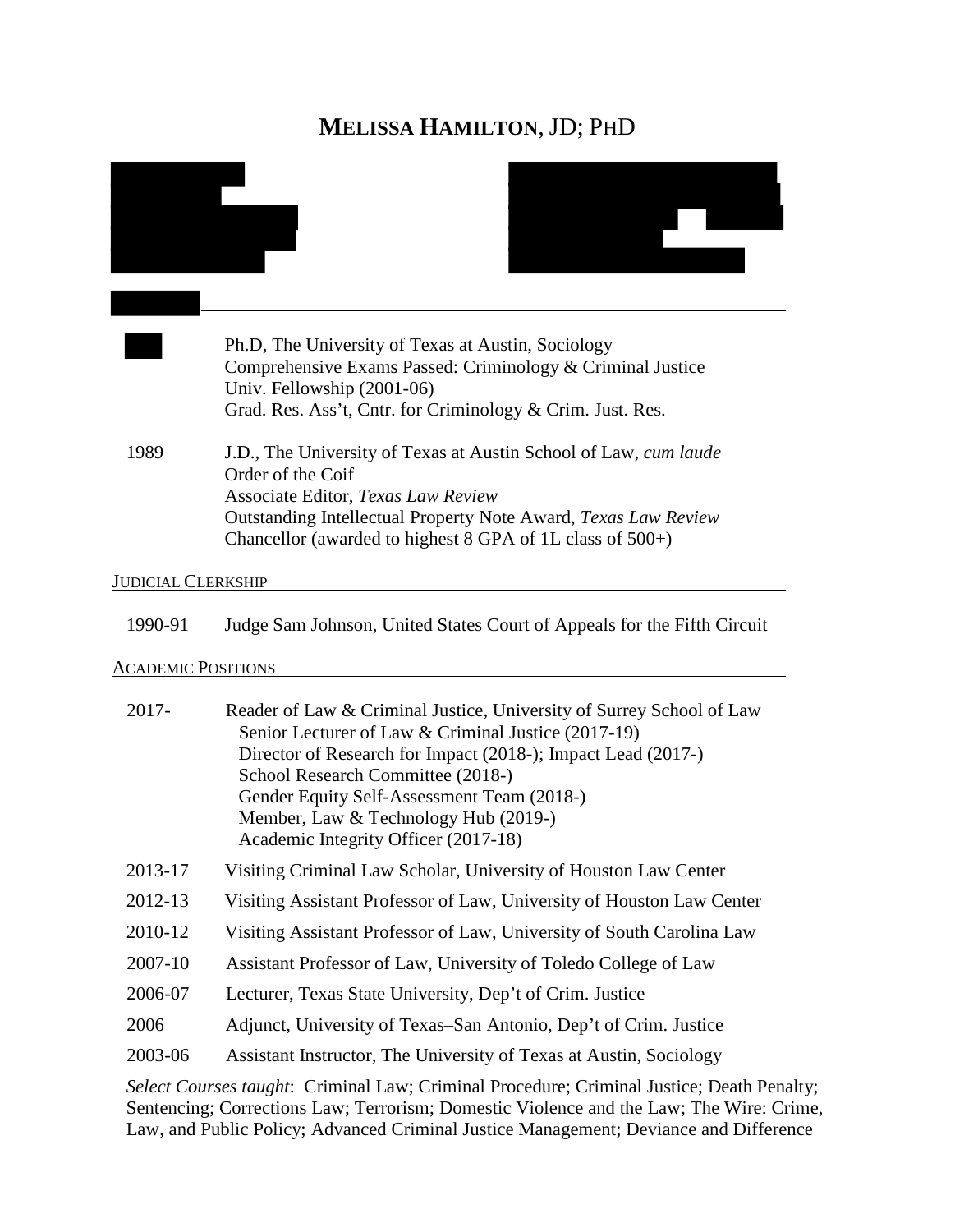# MELISSA HAMILTON, JD; PHD

| | |
|---|---|
| | Ph.D, The University of Texas at Austin, Sociology<br>Comprehensive Exams Passed: Criminology & Criminal Justice<br>Univ. Fellowship (2001-06)<br>Grad. Res. Ass't, Cntr. for Criminology & Crim. Just. Res. |
| 1989 | J.D., The University of Texas at Austin School of Law, *cum laude*<br>Order of the Coif<br>Associate Editor, *Texas Law Review*<br>Outstanding Intellectual Property Note Award, *Texas Law Review*<br>Chancellor (awarded to highest 8 GPA of 1L class of 500+) |

## JUDICIAL CLERKSHIP

| | |
|---|---|
| 1990-91 | Judge Sam Johnson, United States Court of Appeals for the Fifth Circuit |

## ACADEMIC POSITIONS

| | |
|---|---|
| 2017- | Reader of Law & Criminal Justice, University of Surrey School of Law<br>Senior Lecturer of Law & Criminal Justice (2017-19)<br>Director of Research for Impact (2018-); Impact Lead (2017-)<br>School Research Committee (2018-)<br>Gender Equity Self-Assessment Team (2018-)<br>Member, Law & Technology Hub (2019-)<br>Academic Integrity Officer (2017-18) |
| 2013-17 | Visiting Criminal Law Scholar, University of Houston Law Center |
| 2012-13 | Visiting Assistant Professor of Law, University of Houston Law Center |
| 2010-12 | Visiting Assistant Professor of Law, University of South Carolina Law |
| 2007-10 | Assistant Professor of Law, University of Toledo College of Law |
| 2006-07 | Lecturer, Texas State University, Dep't of Crim. Justice |
| 2006 | Adjunct, University of Texas–San Antonio, Dep't of Crim. Justice |
| 2003-06 | Assistant Instructor, The University of Texas at Austin, Sociology |

*Select Courses taught*: Criminal Law; Criminal Procedure; Criminal Justice; Death Penalty; Sentencing; Corrections Law; Terrorism; Domestic Violence and the Law; The Wire: Crime, Law, and Public Policy; Advanced Criminal Justice Management; Deviance and Difference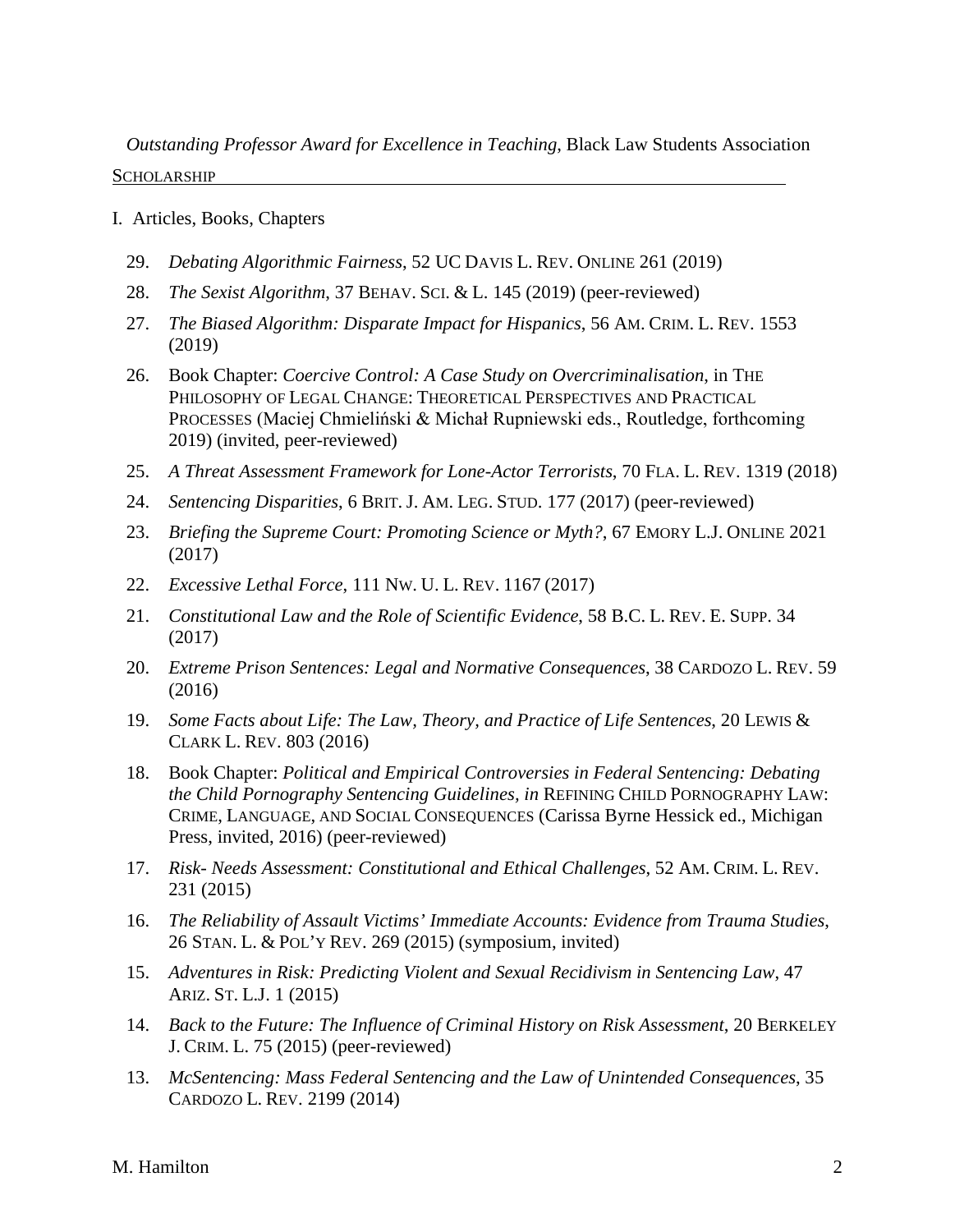*Outstanding Professor Award for Excellence in Teaching*, Black Law Students Association

## SCHOLARSHIP

I. Articles, Books, Chapters

29. *Debating Algorithmic Fairness*, 52 UC DAVIS L. REV. ONLINE 261 (2019)
28. *The Sexist Algorithm*, 37 BEHAV. SCI. & L. 145 (2019) (peer-reviewed)
27. *The Biased Algorithm: Disparate Impact for Hispanics*, 56 AM. CRIM. L. REV. 1553 (2019)
26. Book Chapter: *Coercive Control: A Case Study on Overcriminalisation*, in THE PHILOSOPHY OF LEGAL CHANGE: THEORETICAL PERSPECTIVES AND PRACTICAL PROCESSES (Maciej Chmieliński & Michał Rupniewski eds., Routledge, forthcoming 2019) (invited, peer-reviewed)
25. *A Threat Assessment Framework for Lone-Actor Terrorists*, 70 FLA. L. REV. 1319 (2018)
24. *Sentencing Disparities*, 6 BRIT. J. AM. LEG. STUD. 177 (2017) (peer-reviewed)
23. *Briefing the Supreme Court: Promoting Science or Myth?*, 67 EMORY L.J. ONLINE 2021 (2017)
22. *Excessive Lethal Force,* 111 NW. U. L. REV. 1167 (2017)
21. *Constitutional Law and the Role of Scientific Evidence*, 58 B.C. L. REV. E. SUPP. 34 (2017)
20. *Extreme Prison Sentences: Legal and Normative Consequences*, 38 CARDOZO L. REV. 59 (2016)
19. *Some Facts about Life: The Law, Theory, and Practice of Life Sentences*, 20 LEWIS & CLARK L. REV. 803 (2016)
18. Book Chapter: *Political and Empirical Controversies in Federal Sentencing: Debating the Child Pornography Sentencing Guidelines, in* REFINING CHILD PORNOGRAPHY LAW: CRIME, LANGUAGE, AND SOCIAL CONSEQUENCES (Carissa Byrne Hessick ed., Michigan Press, invited, 2016) (peer-reviewed)
17. *Risk- Needs Assessment: Constitutional and Ethical Challenges*, 52 AM. CRIM. L. REV. 231 (2015)
16. *The Reliability of Assault Victims' Immediate Accounts: Evidence from Trauma Studies*, 26 STAN. L. & POL'Y REV. 269 (2015) (symposium, invited)
15. *Adventures in Risk: Predicting Violent and Sexual Recidivism in Sentencing Law*, 47 ARIZ. ST. L.J. 1 (2015)
14. *Back to the Future: The Influence of Criminal History on Risk Assessment*, 20 BERKELEY J. CRIM. L. 75 (2015) (peer-reviewed)
13. *McSentencing: Mass Federal Sentencing and the Law of Unintended Consequences*, 35 CARDOZO L. REV. 2199 (2014)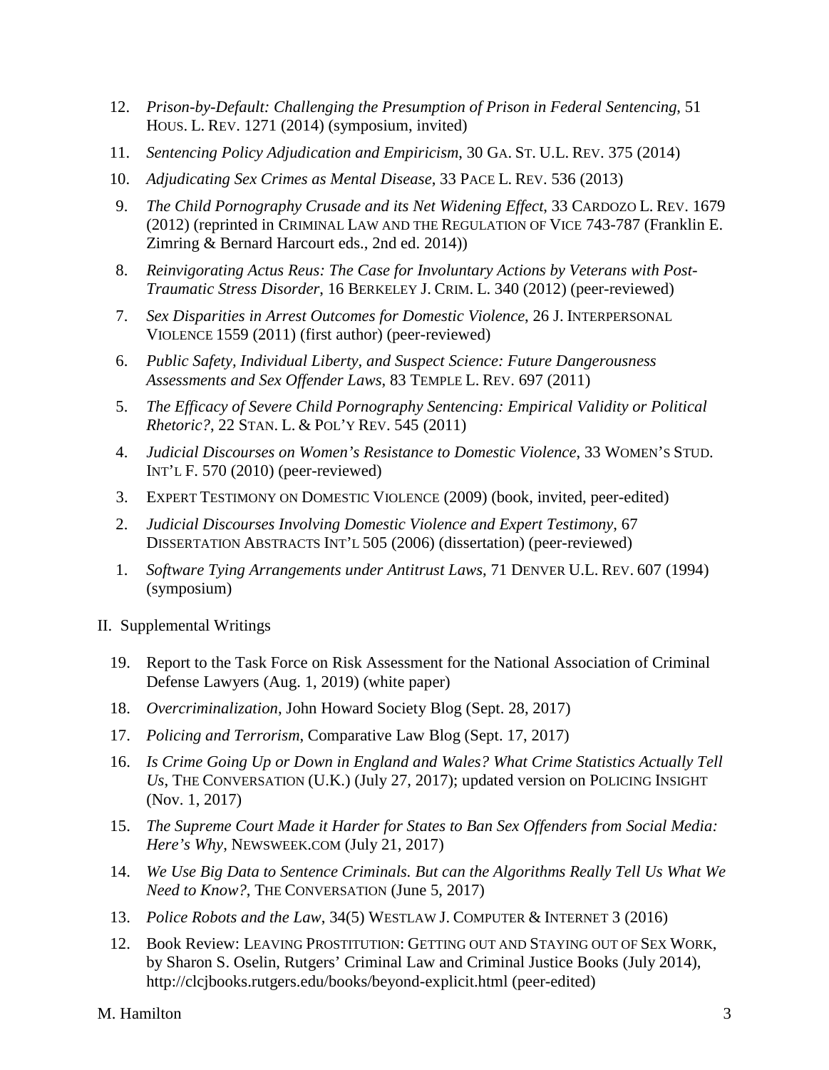12. *Prison-by-Default: Challenging the Presumption of Prison in Federal Sentencing*, 51 HOUS. L. REV. 1271 (2014) (symposium, invited)
11. *Sentencing Policy Adjudication and Empiricism*, 30 GA. ST. U.L. REV. 375 (2014)
10. *Adjudicating Sex Crimes as Mental Disease*, 33 PACE L. REV. 536 (2013)
9. *The Child Pornography Crusade and its Net Widening Effect*, 33 CARDOZO L. REV. 1679 (2012) (reprinted in CRIMINAL LAW AND THE REGULATION OF VICE 743-787 (Franklin E. Zimring & Bernard Harcourt eds., 2nd ed. 2014))
8. *Reinvigorating Actus Reus: The Case for Involuntary Actions by Veterans with Post-Traumatic Stress Disorder*, 16 BERKELEY J. CRIM. L. 340 (2012) (peer-reviewed)
7. *Sex Disparities in Arrest Outcomes for Domestic Violence*, 26 J. INTERPERSONAL VIOLENCE 1559 (2011) (first author) (peer-reviewed)
6. *Public Safety, Individual Liberty, and Suspect Science: Future Dangerousness Assessments and Sex Offender Laws*, 83 TEMPLE L. REV. 697 (2011)
5. *The Efficacy of Severe Child Pornography Sentencing: Empirical Validity or Political Rhetoric?*, 22 STAN. L. & POL'Y REV. 545 (2011)
4. *Judicial Discourses on Women's Resistance to Domestic Violence*, 33 WOMEN'S STUD. INT'L F. 570 (2010) (peer-reviewed)
3. EXPERT TESTIMONY ON DOMESTIC VIOLENCE (2009) (book, invited, peer-edited)
2. *Judicial Discourses Involving Domestic Violence and Expert Testimony*, 67 DISSERTATION ABSTRACTS INT'L 505 (2006) (dissertation) (peer-reviewed)
1. *Software Tying Arrangements under Antitrust Laws*, 71 DENVER U.L. REV. 607 (1994) (symposium)

II. Supplemental Writings

19. Report to the Task Force on Risk Assessment for the National Association of Criminal Defense Lawyers (Aug. 1, 2019) (white paper)
18. *Overcriminalization*, John Howard Society Blog (Sept. 28, 2017)
17. *Policing and Terrorism*, Comparative Law Blog (Sept. 17, 2017)
16. *Is Crime Going Up or Down in England and Wales? What Crime Statistics Actually Tell Us*, THE CONVERSATION (U.K.) (July 27, 2017); updated version on POLICING INSIGHT (Nov. 1, 2017)
15. *The Supreme Court Made it Harder for States to Ban Sex Offenders from Social Media: Here's Why*, NEWSWEEK.COM (July 21, 2017)
14. *We Use Big Data to Sentence Criminals. But can the Algorithms Really Tell Us What We Need to Know?*, THE CONVERSATION (June 5, 2017)
13. *Police Robots and the Law*, 34(5) WESTLAW J. COMPUTER & INTERNET 3 (2016)
12. Book Review: LEAVING PROSTITUTION: GETTING OUT AND STAYING OUT OF SEX WORK, by Sharon S. Oselin, Rutgers' Criminal Law and Criminal Justice Books (July 2014), http://clcjbooks.rutgers.edu/books/beyond-explicit.html (peer-edited)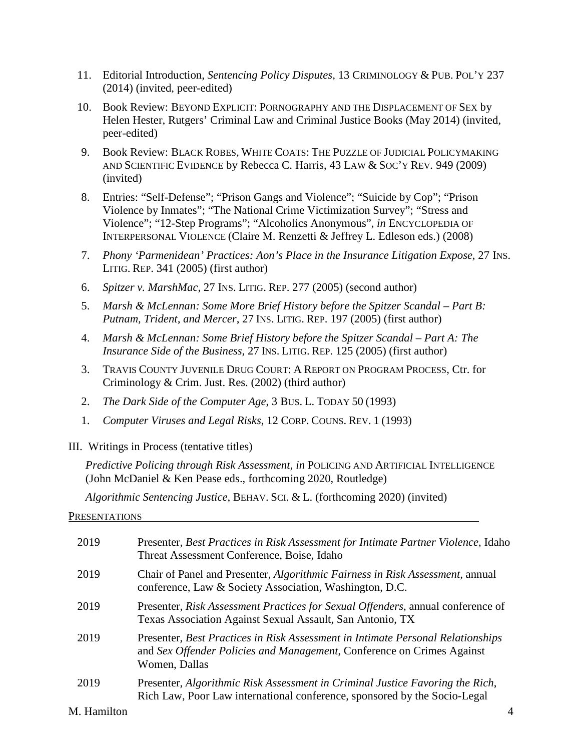11. Editorial Introduction, *Sentencing Policy Disputes*, 13 CRIMINOLOGY & PUB. POL'Y 237 (2014) (invited, peer-edited)
10. Book Review: BEYOND EXPLICIT: PORNOGRAPHY AND THE DISPLACEMENT OF SEX by Helen Hester, Rutgers' Criminal Law and Criminal Justice Books (May 2014) (invited, peer-edited)
9. Book Review: BLACK ROBES, WHITE COATS: THE PUZZLE OF JUDICIAL POLICYMAKING AND SCIENTIFIC EVIDENCE by Rebecca C. Harris, 43 LAW & SOC'Y REV. 949 (2009) (invited)
8. Entries: "Self-Defense"; "Prison Gangs and Violence"; "Suicide by Cop"; "Prison Violence by Inmates"; "The National Crime Victimization Survey"; "Stress and Violence"; "12-Step Programs"; "Alcoholics Anonymous", *in* ENCYCLOPEDIA OF INTERPERSONAL VIOLENCE (Claire M. Renzetti & Jeffrey L. Edleson eds.) (2008)
7. *Phony 'Parmenidean' Practices: Aon's Place in the Insurance Litigation Expose*, 27 INS. LITIG. REP. 341 (2005) (first author)
6. *Spitzer v. MarshMac*, 27 INS. LITIG. REP. 277 (2005) (second author)
5. *Marsh & McLennan: Some More Brief History before the Spitzer Scandal – Part B: Putnam, Trident, and Mercer*, 27 INS. LITIG. REP. 197 (2005) (first author)
4. *Marsh & McLennan: Some Brief History before the Spitzer Scandal – Part A: The Insurance Side of the Business*, 27 INS. LITIG. REP. 125 (2005) (first author)
3. TRAVIS COUNTY JUVENILE DRUG COURT: A REPORT ON PROGRAM PROCESS, Ctr. for Criminology & Crim. Just. Res. (2002) (third author)
2. *The Dark Side of the Computer Age*, 3 BUS. L. TODAY 50 (1993)
1. *Computer Viruses and Legal Risks*, 12 CORP. COUNS. REV. 1 (1993)

III. Writings in Process (tentative titles)

*Predictive Policing through Risk Assessment, in* POLICING AND ARTIFICIAL INTELLIGENCE (John McDaniel & Ken Pease eds., forthcoming 2020, Routledge)

*Algorithmic Sentencing Justice*, BEHAV. SCI. & L. (forthcoming 2020) (invited)

## PRESENTATIONS

| | |
|---|---|
| 2019 | Presenter, *Best Practices in Risk Assessment for Intimate Partner Violence*, Idaho Threat Assessment Conference, Boise, Idaho |
| 2019 | Chair of Panel and Presenter, *Algorithmic Fairness in Risk Assessment*, annual conference, Law & Society Association, Washington, D.C. |
| 2019 | Presenter, *Risk Assessment Practices for Sexual Offenders*, annual conference of Texas Association Against Sexual Assault, San Antonio, TX |
| 2019 | Presenter, *Best Practices in Risk Assessment in Intimate Personal Relationships* and *Sex Offender Policies and Management*, Conference on Crimes Against Women, Dallas |
| 2019 | Presenter, *Algorithmic Risk Assessment in Criminal Justice Favoring the Rich*, Rich Law, Poor Law international conference, sponsored by the Socio-Legal |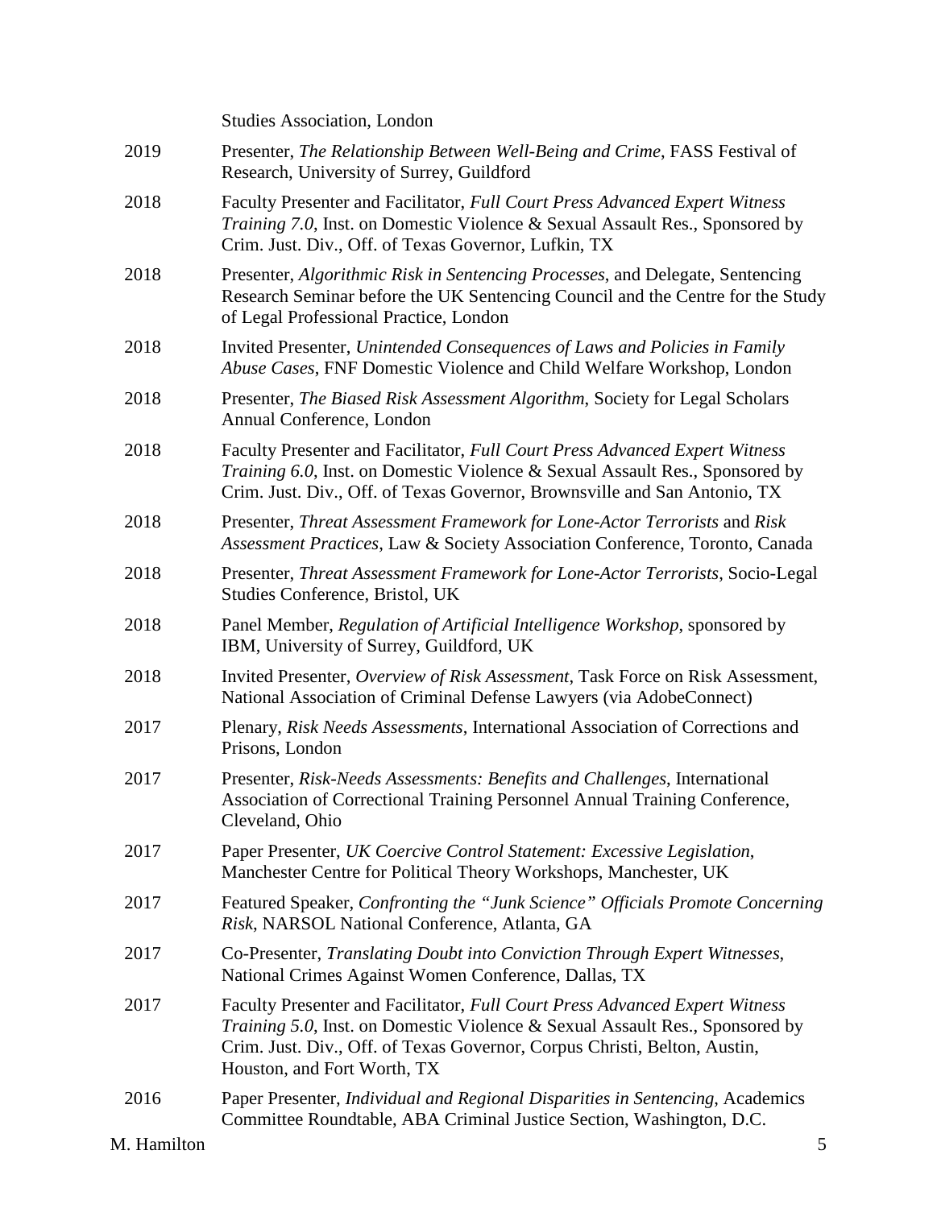Studies Association, London

2019 Presenter, *The Relationship Between Well-Being and Crime*, FASS Festival of Research, University of Surrey, Guildford

2018 Faculty Presenter and Facilitator, *Full Court Press Advanced Expert Witness Training 7.0*, Inst. on Domestic Violence & Sexual Assault Res., Sponsored by Crim. Just. Div., Off. of Texas Governor, Lufkin, TX

2018 Presenter, *Algorithmic Risk in Sentencing Processes*, and Delegate, Sentencing Research Seminar before the UK Sentencing Council and the Centre for the Study of Legal Professional Practice, London

2018 Invited Presenter, *Unintended Consequences of Laws and Policies in Family Abuse Cases*, FNF Domestic Violence and Child Welfare Workshop, London

2018 Presenter, *The Biased Risk Assessment Algorithm*, Society for Legal Scholars Annual Conference, London

2018 Faculty Presenter and Facilitator, *Full Court Press Advanced Expert Witness Training 6.0*, Inst. on Domestic Violence & Sexual Assault Res., Sponsored by Crim. Just. Div., Off. of Texas Governor, Brownsville and San Antonio, TX

2018 Presenter, *Threat Assessment Framework for Lone-Actor Terrorists* and *Risk Assessment Practices*, Law & Society Association Conference, Toronto, Canada

2018 Presenter, *Threat Assessment Framework for Lone-Actor Terrorists*, Socio-Legal Studies Conference, Bristol, UK

2018 Panel Member, *Regulation of Artificial Intelligence Workshop*, sponsored by IBM, University of Surrey, Guildford, UK

2018 Invited Presenter, *Overview of Risk Assessment*, Task Force on Risk Assessment, National Association of Criminal Defense Lawyers (via AdobeConnect)

2017 Plenary, *Risk Needs Assessments*, International Association of Corrections and Prisons, London

2017 Presenter, *Risk-Needs Assessments: Benefits and Challenges*, International Association of Correctional Training Personnel Annual Training Conference, Cleveland, Ohio

2017 Paper Presenter, *UK Coercive Control Statement: Excessive Legislation*, Manchester Centre for Political Theory Workshops, Manchester, UK

2017 Featured Speaker, *Confronting the "Junk Science" Officials Promote Concerning Risk*, NARSOL National Conference, Atlanta, GA

2017 Co-Presenter, *Translating Doubt into Conviction Through Expert Witnesses*, National Crimes Against Women Conference, Dallas, TX

2017 Faculty Presenter and Facilitator, *Full Court Press Advanced Expert Witness Training 5.0*, Inst. on Domestic Violence & Sexual Assault Res., Sponsored by Crim. Just. Div., Off. of Texas Governor, Corpus Christi, Belton, Austin, Houston, and Fort Worth, TX

2016 Paper Presenter, *Individual and Regional Disparities in Sentencing*, Academics Committee Roundtable, ABA Criminal Justice Section, Washington, D.C.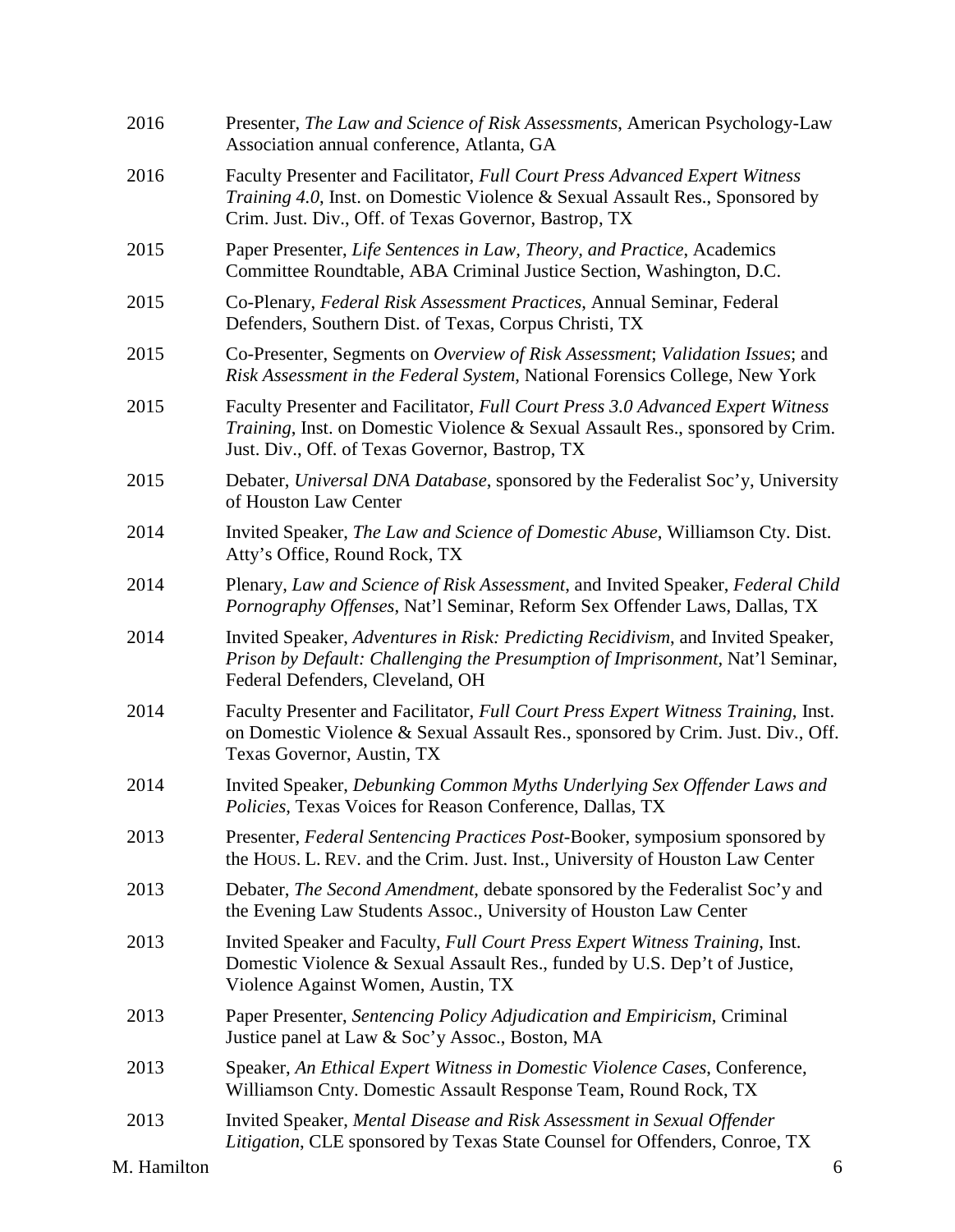2016 Presenter, *The Law and Science of Risk Assessments*, American Psychology-Law Association annual conference, Atlanta, GA

2016 Faculty Presenter and Facilitator, *Full Court Press Advanced Expert Witness Training 4.0*, Inst. on Domestic Violence & Sexual Assault Res., Sponsored by Crim. Just. Div., Off. of Texas Governor, Bastrop, TX

2015 Paper Presenter, *Life Sentences in Law, Theory, and Practice*, Academics Committee Roundtable, ABA Criminal Justice Section, Washington, D.C.

2015 Co-Plenary, *Federal Risk Assessment Practices*, Annual Seminar, Federal Defenders, Southern Dist. of Texas, Corpus Christi, TX

2015 Co-Presenter, Segments on *Overview of Risk Assessment*; *Validation Issues*; and *Risk Assessment in the Federal System*, National Forensics College, New York

2015 Faculty Presenter and Facilitator, *Full Court Press 3.0 Advanced Expert Witness Training*, Inst. on Domestic Violence & Sexual Assault Res., sponsored by Crim. Just. Div., Off. of Texas Governor, Bastrop, TX

2015 Debater, *Universal DNA Database*, sponsored by the Federalist Soc'y, University of Houston Law Center

2014 Invited Speaker, *The Law and Science of Domestic Abuse*, Williamson Cty. Dist. Atty's Office, Round Rock, TX

2014 Plenary, *Law and Science of Risk Assessment*, and Invited Speaker, *Federal Child Pornography Offenses*, Nat'l Seminar, Reform Sex Offender Laws, Dallas, TX

2014 Invited Speaker, *Adventures in Risk: Predicting Recidivism*, and Invited Speaker, *Prison by Default: Challenging the Presumption of Imprisonment*, Nat'l Seminar, Federal Defenders, Cleveland, OH

2014 Faculty Presenter and Facilitator, *Full Court Press Expert Witness Training*, Inst. on Domestic Violence & Sexual Assault Res., sponsored by Crim. Just. Div., Off. Texas Governor, Austin, TX

2014 Invited Speaker, *Debunking Common Myths Underlying Sex Offender Laws and Policies*, Texas Voices for Reason Conference, Dallas, TX

2013 Presenter, *Federal Sentencing Practices Post-*Booker, symposium sponsored by the HOUS. L. REV. and the Crim. Just. Inst., University of Houston Law Center

2013 Debater, *The Second Amendment*, debate sponsored by the Federalist Soc'y and the Evening Law Students Assoc., University of Houston Law Center

2013 Invited Speaker and Faculty, *Full Court Press Expert Witness Training*, Inst. Domestic Violence & Sexual Assault Res., funded by U.S. Dep't of Justice, Violence Against Women, Austin, TX

2013 Paper Presenter, *Sentencing Policy Adjudication and Empiricism*, Criminal Justice panel at Law & Soc'y Assoc., Boston, MA

2013 Speaker, *An Ethical Expert Witness in Domestic Violence Cases*, Conference, Williamson Cnty. Domestic Assault Response Team, Round Rock, TX

2013 Invited Speaker, *Mental Disease and Risk Assessment in Sexual Offender Litigation*, CLE sponsored by Texas State Counsel for Offenders, Conroe, TX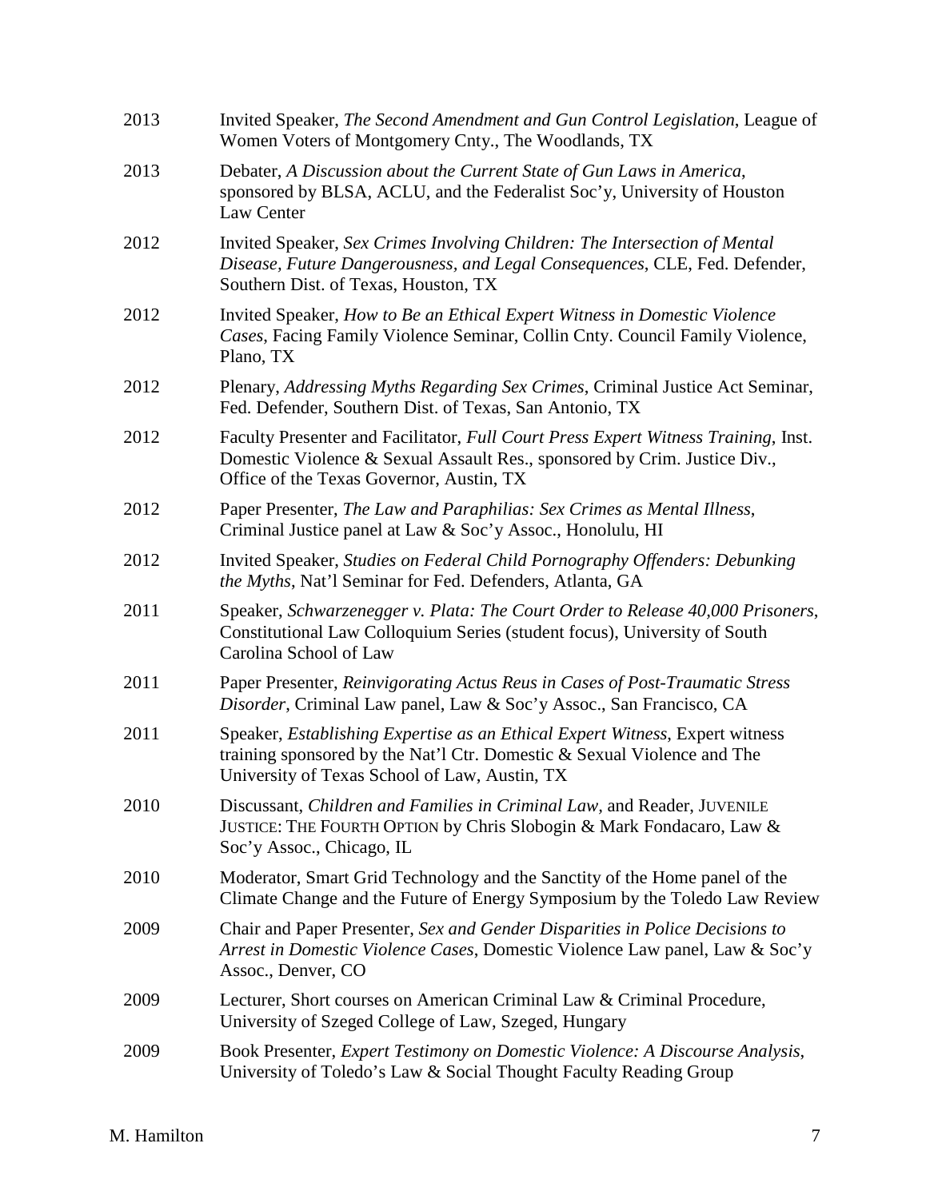2013 Invited Speaker, *The Second Amendment and Gun Control Legislation*, League of Women Voters of Montgomery Cnty., The Woodlands, TX

2013 Debater, *A Discussion about the Current State of Gun Laws in America*, sponsored by BLSA, ACLU, and the Federalist Soc'y, University of Houston Law Center

2012 Invited Speaker, *Sex Crimes Involving Children: The Intersection of Mental Disease, Future Dangerousness, and Legal Consequences*, CLE, Fed. Defender, Southern Dist. of Texas, Houston, TX

2012 Invited Speaker, *How to Be an Ethical Expert Witness in Domestic Violence Cases*, Facing Family Violence Seminar, Collin Cnty. Council Family Violence, Plano, TX

2012 Plenary, *Addressing Myths Regarding Sex Crimes*, Criminal Justice Act Seminar, Fed. Defender, Southern Dist. of Texas, San Antonio, TX

2012 Faculty Presenter and Facilitator, *Full Court Press Expert Witness Training*, Inst. Domestic Violence & Sexual Assault Res., sponsored by Crim. Justice Div., Office of the Texas Governor, Austin, TX

2012 Paper Presenter, *The Law and Paraphilias: Sex Crimes as Mental Illness*, Criminal Justice panel at Law & Soc'y Assoc., Honolulu, HI

2012 Invited Speaker, *Studies on Federal Child Pornography Offenders: Debunking the Myths*, Nat'l Seminar for Fed. Defenders, Atlanta, GA

2011 Speaker, *Schwarzenegger v. Plata: The Court Order to Release 40,000 Prisoners*, Constitutional Law Colloquium Series (student focus), University of South Carolina School of Law

2011 Paper Presenter, *Reinvigorating Actus Reus in Cases of Post-Traumatic Stress Disorder*, Criminal Law panel, Law & Soc'y Assoc., San Francisco, CA

2011 Speaker, *Establishing Expertise as an Ethical Expert Witness*, Expert witness training sponsored by the Nat'l Ctr. Domestic & Sexual Violence and The University of Texas School of Law, Austin, TX

2010 Discussant, *Children and Families in Criminal Law*, and Reader, JUVENILE JUSTICE: THE FOURTH OPTION by Chris Slobogin & Mark Fondacaro, Law & Soc'y Assoc., Chicago, IL

2010 Moderator, Smart Grid Technology and the Sanctity of the Home panel of the Climate Change and the Future of Energy Symposium by the Toledo Law Review

2009 Chair and Paper Presenter, *Sex and Gender Disparities in Police Decisions to Arrest in Domestic Violence Cases*, Domestic Violence Law panel, Law & Soc'y Assoc., Denver, CO

2009 Lecturer, Short courses on American Criminal Law & Criminal Procedure, University of Szeged College of Law, Szeged, Hungary

2009 Book Presenter, *Expert Testimony on Domestic Violence: A Discourse Analysis*, University of Toledo's Law & Social Thought Faculty Reading Group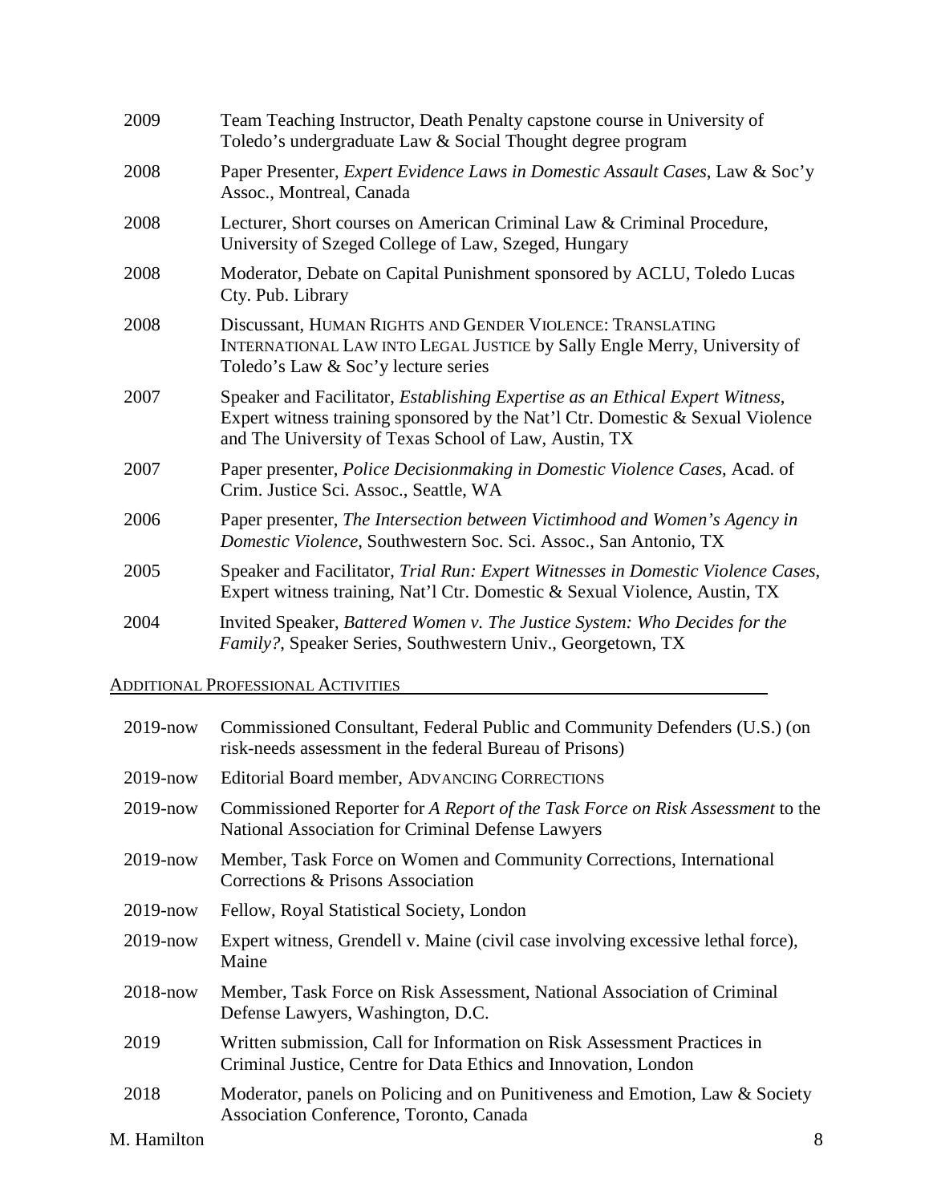| | |
|---|---|
| 2009 | Team Teaching Instructor, Death Penalty capstone course in University of Toledo's undergraduate Law & Social Thought degree program |
| 2008 | Paper Presenter, *Expert Evidence Laws in Domestic Assault Cases*, Law & Soc'y Assoc., Montreal, Canada |
| 2008 | Lecturer, Short courses on American Criminal Law & Criminal Procedure, University of Szeged College of Law, Szeged, Hungary |
| 2008 | Moderator, Debate on Capital Punishment sponsored by ACLU, Toledo Lucas Cty. Pub. Library |
| 2008 | Discussant, HUMAN RIGHTS AND GENDER VIOLENCE: TRANSLATING INTERNATIONAL LAW INTO LEGAL JUSTICE by Sally Engle Merry, University of Toledo's Law & Soc'y lecture series |
| 2007 | Speaker and Facilitator, *Establishing Expertise as an Ethical Expert Witness*, Expert witness training sponsored by the Nat'l Ctr. Domestic & Sexual Violence and The University of Texas School of Law, Austin, TX |
| 2007 | Paper presenter, *Police Decisionmaking in Domestic Violence Cases*, Acad. of Crim. Justice Sci. Assoc., Seattle, WA |
| 2006 | Paper presenter, *The Intersection between Victimhood and Women's Agency in Domestic Violence*, Southwestern Soc. Sci. Assoc., San Antonio, TX |
| 2005 | Speaker and Facilitator, *Trial Run: Expert Witnesses in Domestic Violence Cases*, Expert witness training, Nat'l Ctr. Domestic & Sexual Violence, Austin, TX |
| 2004 | Invited Speaker, *Battered Women v. The Justice System: Who Decides for the Family?*, Speaker Series, Southwestern Univ., Georgetown, TX |

## ADDITIONAL PROFESSIONAL ACTIVITIES

| | |
|---|---|
| 2019-now | Commissioned Consultant, Federal Public and Community Defenders (U.S.) (on risk-needs assessment in the federal Bureau of Prisons) |
| 2019-now | Editorial Board member, ADVANCING CORRECTIONS |
| 2019-now | Commissioned Reporter for *A Report of the Task Force on Risk Assessment* to the National Association for Criminal Defense Lawyers |
| 2019-now | Member, Task Force on Women and Community Corrections, International Corrections & Prisons Association |
| 2019-now | Fellow, Royal Statistical Society, London |
| 2019-now | Expert witness, Grendell v. Maine (civil case involving excessive lethal force), Maine |
| 2018-now | Member, Task Force on Risk Assessment, National Association of Criminal Defense Lawyers, Washington, D.C. |
| 2019 | Written submission, Call for Information on Risk Assessment Practices in Criminal Justice, Centre for Data Ethics and Innovation, London |
| 2018 | Moderator, panels on Policing and on Punitiveness and Emotion, Law & Society Association Conference, Toronto, Canada |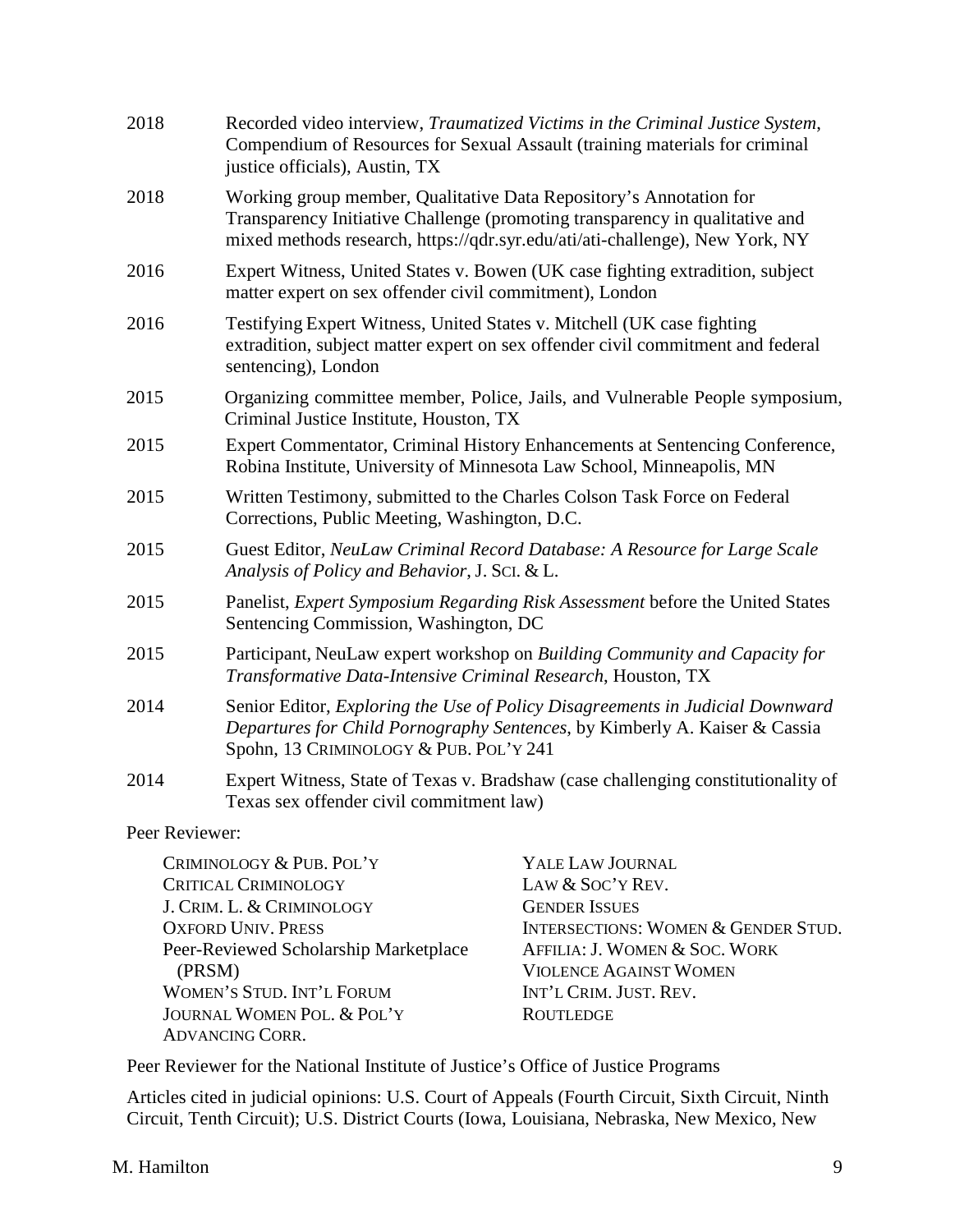2018 Recorded video interview, *Traumatized Victims in the Criminal Justice System*, Compendium of Resources for Sexual Assault (training materials for criminal justice officials), Austin, TX

2018 Working group member, Qualitative Data Repository's Annotation for Transparency Initiative Challenge (promoting transparency in qualitative and mixed methods research, https://qdr.syr.edu/ati/ati-challenge), New York, NY

2016 Expert Witness, United States v. Bowen (UK case fighting extradition, subject matter expert on sex offender civil commitment), London

2016 Testifying Expert Witness, United States v. Mitchell (UK case fighting extradition, subject matter expert on sex offender civil commitment and federal sentencing), London

2015 Organizing committee member, Police, Jails, and Vulnerable People symposium, Criminal Justice Institute, Houston, TX

2015 Expert Commentator, Criminal History Enhancements at Sentencing Conference, Robina Institute, University of Minnesota Law School, Minneapolis, MN

2015 Written Testimony, submitted to the Charles Colson Task Force on Federal Corrections, Public Meeting, Washington, D.C.

2015 Guest Editor, *NeuLaw Criminal Record Database: A Resource for Large Scale Analysis of Policy and Behavior*, J. SCI. & L.

2015 Panelist, *Expert Symposium Regarding Risk Assessment* before the United States Sentencing Commission, Washington, DC

2015 Participant, NeuLaw expert workshop on *Building Community and Capacity for Transformative Data-Intensive Criminal Research*, Houston, TX

2014 Senior Editor, *Exploring the Use of Policy Disagreements in Judicial Downward Departures for Child Pornography Sentences*, by Kimberly A. Kaiser & Cassia Spohn, 13 CRIMINOLOGY & PUB. POL'Y 241

2014 Expert Witness, State of Texas v. Bradshaw (case challenging constitutionality of Texas sex offender civil commitment law)

Peer Reviewer:

CRIMINOLOGY & PUB. POL'Y
CRITICAL CRIMINOLOGY
J. CRIM. L. & CRIMINOLOGY
OXFORD UNIV. PRESS
Peer-Reviewed Scholarship Marketplace (PRSM)
WOMEN'S STUD. INT'L FORUM
JOURNAL WOMEN POL. & POL'Y
ADVANCING CORR.
YALE LAW JOURNAL
LAW & SOC'Y REV.
GENDER ISSUES
INTERSECTIONS: WOMEN & GENDER STUD.
AFFILIA: J. WOMEN & SOC. WORK
VIOLENCE AGAINST WOMEN
INT'L CRIM. JUST. REV.
ROUTLEDGE

Peer Reviewer for the National Institute of Justice's Office of Justice Programs

Articles cited in judicial opinions: U.S. Court of Appeals (Fourth Circuit, Sixth Circuit, Ninth Circuit, Tenth Circuit); U.S. District Courts (Iowa, Louisiana, Nebraska, New Mexico, New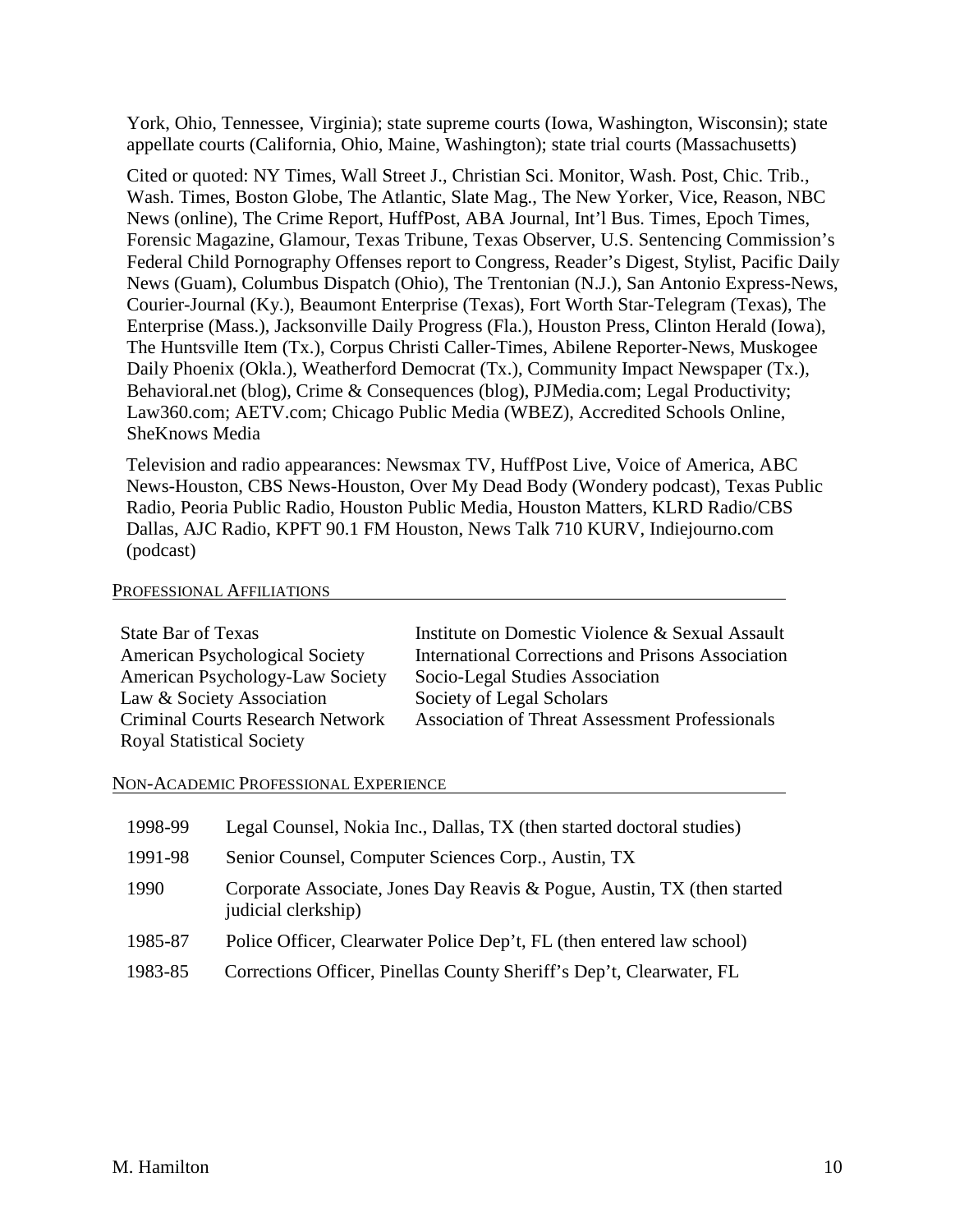York, Ohio, Tennessee, Virginia); state supreme courts (Iowa, Washington, Wisconsin); state appellate courts (California, Ohio, Maine, Washington); state trial courts (Massachusetts)

Cited or quoted: NY Times, Wall Street J., Christian Sci. Monitor, Wash. Post, Chic. Trib., Wash. Times, Boston Globe, The Atlantic, Slate Mag., The New Yorker, Vice, Reason, NBC News (online), The Crime Report, HuffPost, ABA Journal, Int'l Bus. Times, Epoch Times, Forensic Magazine, Glamour, Texas Tribune, Texas Observer, U.S. Sentencing Commission's Federal Child Pornography Offenses report to Congress, Reader's Digest, Stylist, Pacific Daily News (Guam), Columbus Dispatch (Ohio), The Trentonian (N.J.), San Antonio Express-News, Courier-Journal (Ky.), Beaumont Enterprise (Texas), Fort Worth Star-Telegram (Texas), The Enterprise (Mass.), Jacksonville Daily Progress (Fla.), Houston Press, Clinton Herald (Iowa), The Huntsville Item (Tx.), Corpus Christi Caller-Times, Abilene Reporter-News, Muskogee Daily Phoenix (Okla.), Weatherford Democrat (Tx.), Community Impact Newspaper (Tx.), Behavioral.net (blog), Crime & Consequences (blog), PJMedia.com; Legal Productivity; Law360.com; AETV.com; Chicago Public Media (WBEZ), Accredited Schools Online, SheKnows Media

Television and radio appearances: Newsmax TV, HuffPost Live, Voice of America, ABC News-Houston, CBS News-Houston, Over My Dead Body (Wondery podcast), Texas Public Radio, Peoria Public Radio, Houston Public Media, Houston Matters, KLRD Radio/CBS Dallas, AJC Radio, KPFT 90.1 FM Houston, News Talk 710 KURV, Indiejourno.com (podcast)

## Professional Affiliations

- State Bar of Texas
- American Psychological Society
- American Psychology-Law Society
- Law & Society Association
- Criminal Courts Research Network
- Royal Statistical Society
- Institute on Domestic Violence & Sexual Assault
- International Corrections and Prisons Association
- Socio-Legal Studies Association
- Society of Legal Scholars
- Association of Threat Assessment Professionals

## Non-Academic Professional Experience

| | |
|---|---|
| 1998-99 | Legal Counsel, Nokia Inc., Dallas, TX (then started doctoral studies) |
| 1991-98 | Senior Counsel, Computer Sciences Corp., Austin, TX |
| 1990 | Corporate Associate, Jones Day Reavis & Pogue, Austin, TX (then started judicial clerkship) |
| 1985-87 | Police Officer, Clearwater Police Dep't, FL (then entered law school) |
| 1983-85 | Corrections Officer, Pinellas County Sheriff's Dep't, Clearwater, FL |